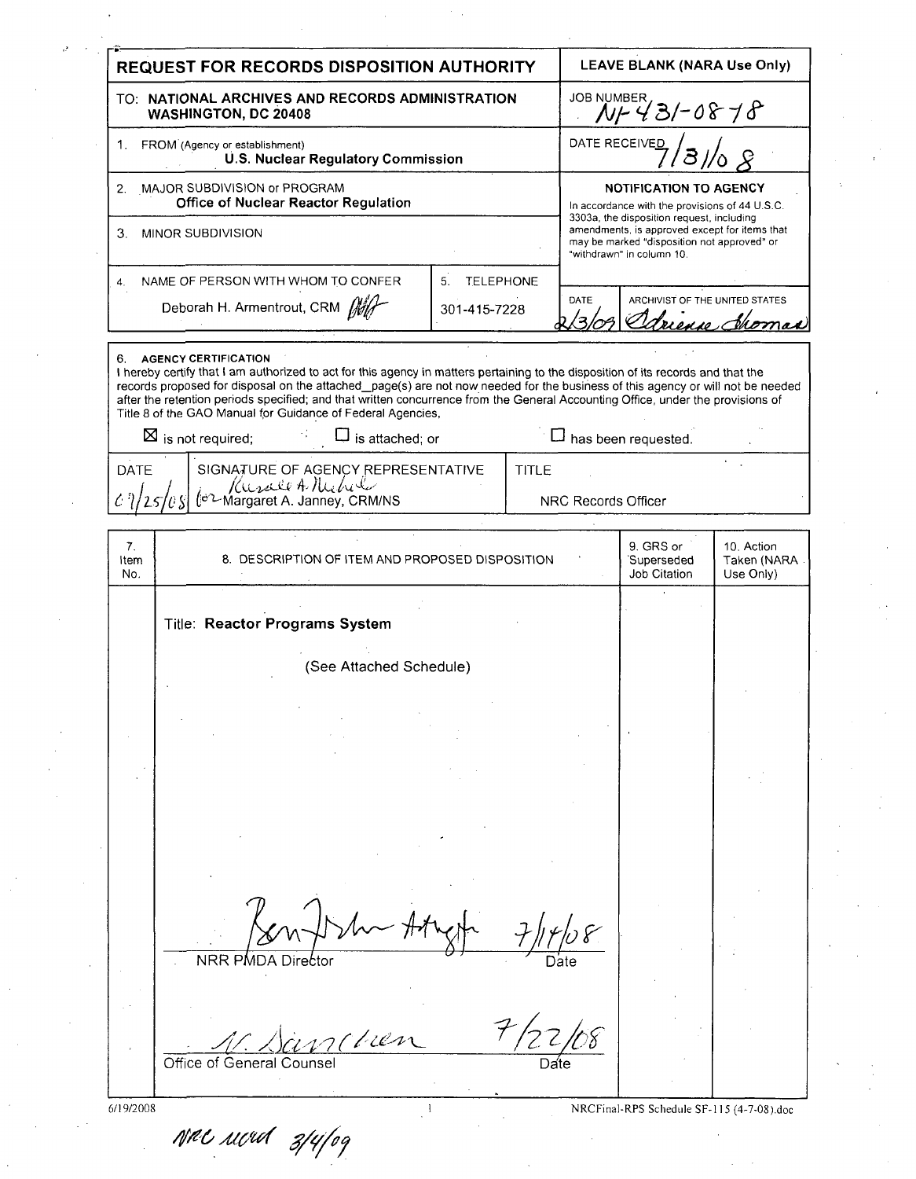# REQUEST FOR RECORDS DISPOSITION AUTHORITY

| REQUEST FOR RECORDS DISPOSITION AUTHORITY | | LEAVE BLANK (NARA Use Only) |
|---|---|---|
| TO: **NATIONAL ARCHIVES AND RECORDS ADMINISTRATION WASHINGTON, DC 20408** | | JOB NUMBER N1-431-08-18 |
| 1. FROM (Agency or establishment) **U.S. Nuclear Regulatory Commission** | | DATE RECEIVED 7/31/08 |
| 2. MAJOR SUBDIVISION or PROGRAM **Office of Nuclear Reactor Regulation** | | **NOTIFICATION TO AGENCY** In accordance with the provisions of 44 U.S.C. 3303a, the disposition request, including amendments, is approved except for items that may be marked "disposition not approved" or "withdrawn" in column 10. |
| 3. MINOR SUBDIVISION | | |
| 4. NAME OF PERSON WITH WHOM TO CONFER Deborah H. Armentrout, CRM | 5. TELEPHONE 301-415-7228 | DATE 2/3/09 ARCHIVIST OF THE UNITED STATES Adrienne Thomas |

**6. AGENCY CERTIFICATION**

I hereby certify that I am authorized to act for this agency in matters pertaining to the disposition of its records and that the records proposed for disposal on the attached_page(s) are not now needed for the business of this agency or will not be needed after the retention periods specified; and that written concurrence from the General Accounting Office, under the provisions of Title 8 of the GAO Manual for Guidance of Federal Agencies,

☒ is not required; ☐ is attached; or ☐ has been requested.

| DATE | SIGNATURE OF AGENCY REPRESENTATIVE | TITLE |
|---|---|---|
| 07/25/08 | Russell A. Nichols for Margaret A. Janney, CRM/NS | NRC Records Officer |

| 7. Item No. | 8. DESCRIPTION OF ITEM AND PROPOSED DISPOSITION | 9. GRS or Superseded Job Citation | 10. Action Taken (NARA Use Only) |
|---|---|---|---|
| | Title: **Reactor Programs System**<br><br>(See Attached Schedule)<br><br>[Signature] 7/14/08<br>NRR PMDA Director Date<br><br>N. Sanchez 7/22/08<br>Office of General Counsel Date | | |

NRC recd 3/4/09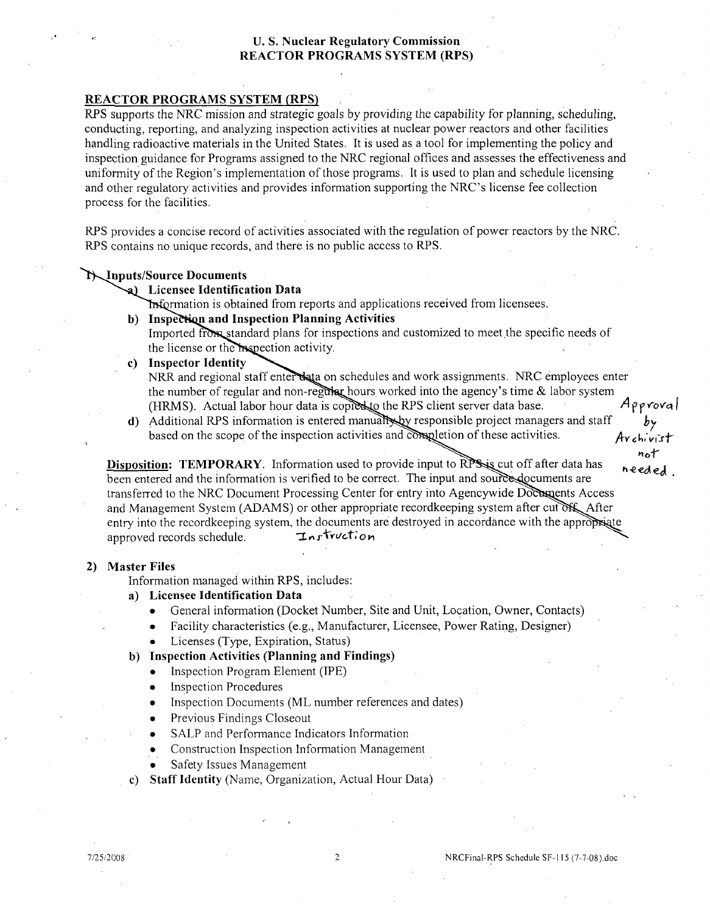**U. S. Nuclear Regulatory Commission**
**REACTOR PROGRAMS SYSTEM (RPS)**

## REACTOR PROGRAMS SYSTEM (RPS)

RPS supports the NRC mission and strategic goals by providing the capability for planning, scheduling, conducting, reporting, and analyzing inspection activities at nuclear power reactors and other facilities handling radioactive materials in the United States. It is used as a tool for implementing the policy and inspection guidance for Programs assigned to the NRC regional offices and assesses the effectiveness and uniformity of the Region's implementation of those programs. It is used to plan and schedule licensing and other regulatory activities and provides information supporting the NRC's license fee collection process for the facilities.

RPS provides a concise record of activities associated with the regulation of power reactors by the NRC. RPS contains no unique records, and there is no public access to RPS.

1) **Inputs/Source Documents**

   a) **Licensee Identification Data**
   Information is obtained from reports and applications received from licensees.

   b) **Inspection and Inspection Planning Activities**
   Imported from standard plans for inspections and customized to meet the specific needs of the license or the inspection activity.

   c) **Inspector Identity**
   NRR and regional staff enter data on schedules and work assignments. NRC employees enter the number of regular and non-regular hours worked into the agency's time & labor system (HRMS). Actual labor hour data is copied to the RPS client server data base.

   d) Additional RPS information is entered manually by responsible project managers and staff based on the scope of the inspection activities and completion of these activities.

   Approval by Archivist not needed.

   **Disposition: TEMPORARY**. Information used to provide input to RPS is cut off after data has been entered and the information is verified to be correct. The input and source documents are transferred to the NRC Document Processing Center for entry into Agencywide Documents Access and Management System (ADAMS) or other appropriate recordkeeping system after cut off. After entry into the recordkeeping system, the documents are destroyed in accordance with the appropriate approved records schedule. Instruction

2) **Master Files**
   Information managed within RPS, includes:

   a) **Licensee Identification Data**
      - General information (Docket Number, Site and Unit, Location, Owner, Contacts)
      - Facility characteristics (e.g., Manufacturer, Licensee, Power Rating, Designer)
      - Licenses (Type, Expiration, Status)

   b) **Inspection Activities (Planning and Findings)**
      - Inspection Program Element (IPE)
      - Inspection Procedures
      - Inspection Documents (ML number references and dates)
      - Previous Findings Closeout
      - SALP and Performance Indicators Information
      - Construction Inspection Information Management
      - Safety Issues Management

   c) **Staff Identity** (Name, Organization, Actual Hour Data)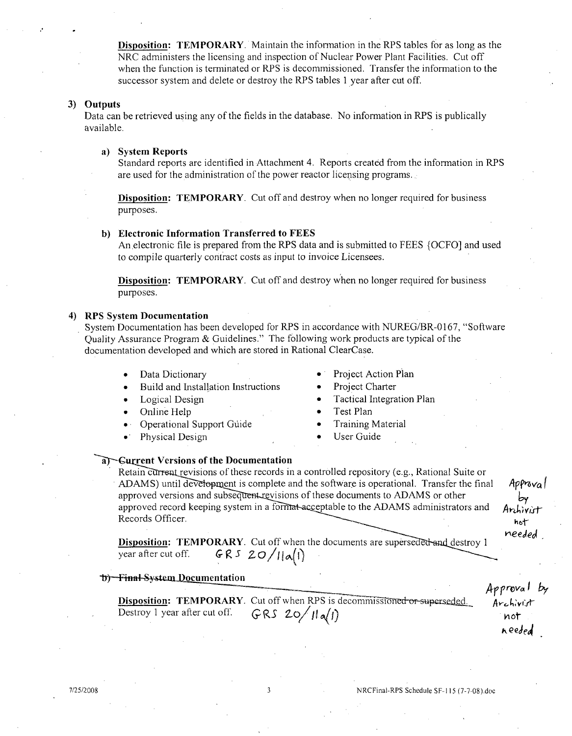**Disposition:** **TEMPORARY**. Maintain the information in the RPS tables for as long as the NRC administers the licensing and inspection of Nuclear Power Plant Facilities. Cut off when the function is terminated or RPS is decommissioned. Transfer the information to the successor system and delete or destroy the RPS tables 1 year after cut off.

**3) Outputs**

Data can be retrieved using any of the fields in the database. No information in RPS is publically available.

**a) System Reports**

Standard reports are identified in Attachment 4. Reports created from the information in RPS are used for the administration of the power reactor licensing programs.

**Disposition:** **TEMPORARY**. Cut off and destroy when no longer required for business purposes.

**b) Electronic Information Transferred to FEES**

An electronic file is prepared from the RPS data and is submitted to FEES {OCFO] and used to compile quarterly contract costs as input to invoice Licensees.

**Disposition:** **TEMPORARY**. Cut off and destroy when no longer required for business purposes.

**4) RPS System Documentation**

System Documentation has been developed for RPS in accordance with NUREG/BR-0167, "Software Quality Assurance Program & Guidelines." The following work products are typical of the documentation developed and which are stored in Rational ClearCase.

- Data Dictionary
- Build and Installation Instructions
- Logical Design
- Online Help
- Operational Support Guide
- Physical Design
- Project Action Plan
- Project Charter
- Tactical Integration Plan
- Test Plan
- Training Material
- User Guide

**a) Current Versions of the Documentation**

Retain current revisions of these records in a controlled repository (e.g., Rational Suite or ADAMS) until development is complete and the software is operational. Transfer the final approved versions and subsequent revisions of these documents to ADAMS or other approved record keeping system in a format acceptable to the ADAMS administrators and Records Officer.

**Disposition:** **TEMPORARY**. Cut off when the documents are superseded and destroy 1 year after cut off. GRS 20/11a(1)

Approval by Archivist not needed.

**b) Final System Documentation**

**Disposition:** **TEMPORARY**. Cut off when RPS is decommissioned or superseded. Destroy 1 year after cut off. GRS 20/11a(1)

Approval by Archivist not needed.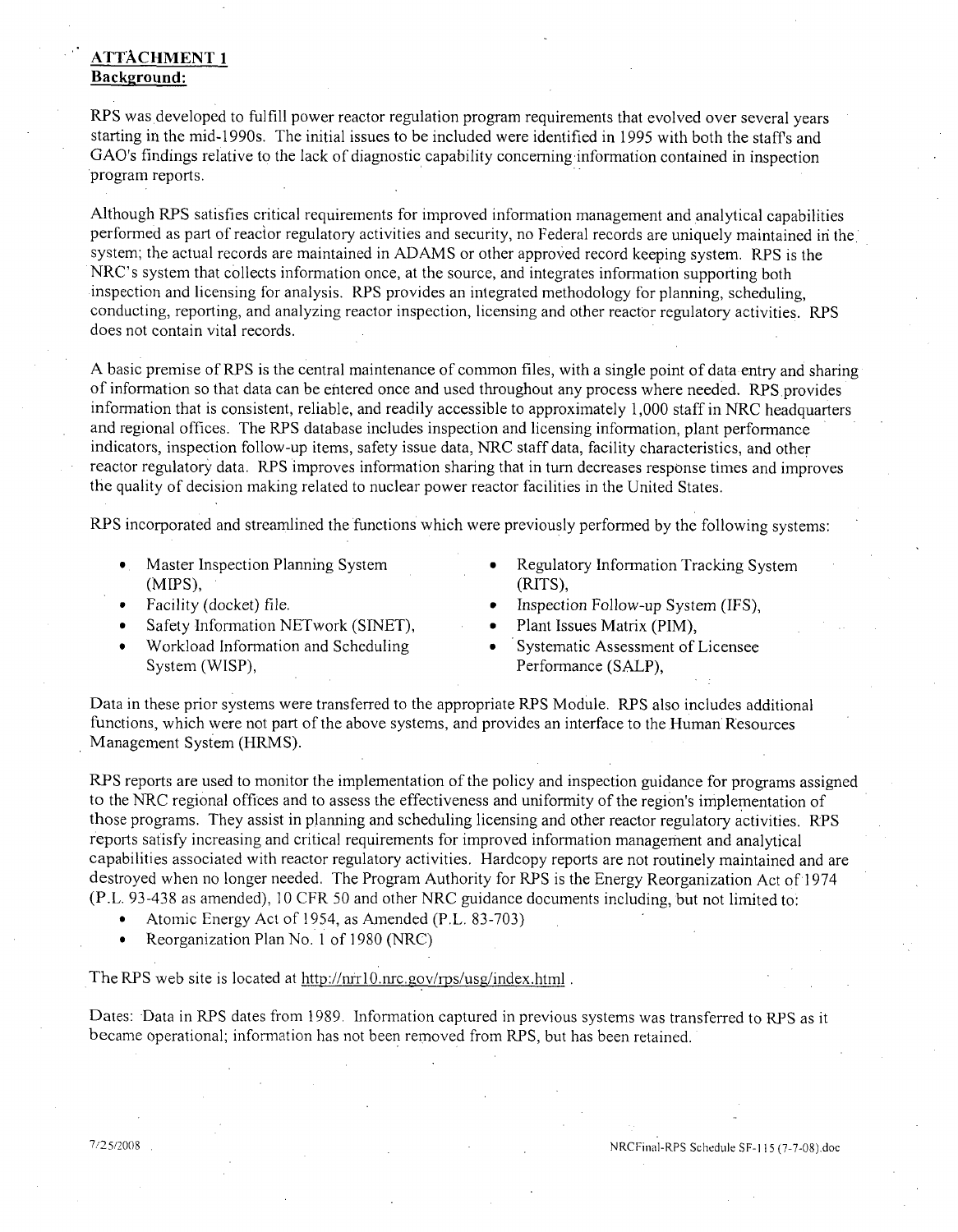## ATTACHMENT 1

**Background:**

RPS was developed to fulfill power reactor regulation program requirements that evolved over several years starting in the mid-1990s. The initial issues to be included were identified in 1995 with both the staff's and GAO's findings relative to the lack of diagnostic capability concerning information contained in inspection program reports.

Although RPS satisfies critical requirements for improved information management and analytical capabilities performed as part of reactor regulatory activities and security, no Federal records are uniquely maintained in the system; the actual records are maintained in ADAMS or other approved record keeping system. RPS is the NRC's system that collects information once, at the source, and integrates information supporting both inspection and licensing for analysis. RPS provides an integrated methodology for planning, scheduling, conducting, reporting, and analyzing reactor inspection, licensing and other reactor regulatory activities. RPS does not contain vital records.

A basic premise of RPS is the central maintenance of common files, with a single point of data entry and sharing of information so that data can be entered once and used throughout any process where needed. RPS provides information that is consistent, reliable, and readily accessible to approximately 1,000 staff in NRC headquarters and regional offices. The RPS database includes inspection and licensing information, plant performance indicators, inspection follow-up items, safety issue data, NRC staff data, facility characteristics, and other reactor regulatory data. RPS improves information sharing that in turn decreases response times and improves the quality of decision making related to nuclear power reactor facilities in the United States.

RPS incorporated and streamlined the functions which were previously performed by the following systems:

- Master Inspection Planning System (MIPS),
- Facility (docket) file.
- Safety Information NETwork (SINET),
- Workload Information and Scheduling System (WISP),
- Regulatory Information Tracking System (RITS),
- Inspection Follow-up System (IFS),
- Plant Issues Matrix (PIM),
- Systematic Assessment of Licensee Performance (SALP),

Data in these prior systems were transferred to the appropriate RPS Module. RPS also includes additional functions, which were not part of the above systems, and provides an interface to the Human Resources Management System (HRMS).

RPS reports are used to monitor the implementation of the policy and inspection guidance for programs assigned to the NRC regional offices and to assess the effectiveness and uniformity of the region's implementation of those programs. They assist in planning and scheduling licensing and other reactor regulatory activities. RPS reports satisfy increasing and critical requirements for improved information management and analytical capabilities associated with reactor regulatory activities. Hardcopy reports are not routinely maintained and are destroyed when no longer needed. The Program Authority for RPS is the Energy Reorganization Act of 1974 (P.L. 93-438 as amended), 10 CFR 50 and other NRC guidance documents including, but not limited to:

- Atomic Energy Act of 1954, as Amended (P.L. 83-703)
- Reorganization Plan No. 1 of 1980 (NRC)

The RPS web site is located at http://nrr10.nrc.gov/rps/usg/index.html .

Dates: Data in RPS dates from 1989. Information captured in previous systems was transferred to RPS as it became operational; information has not been removed from RPS, but has been retained.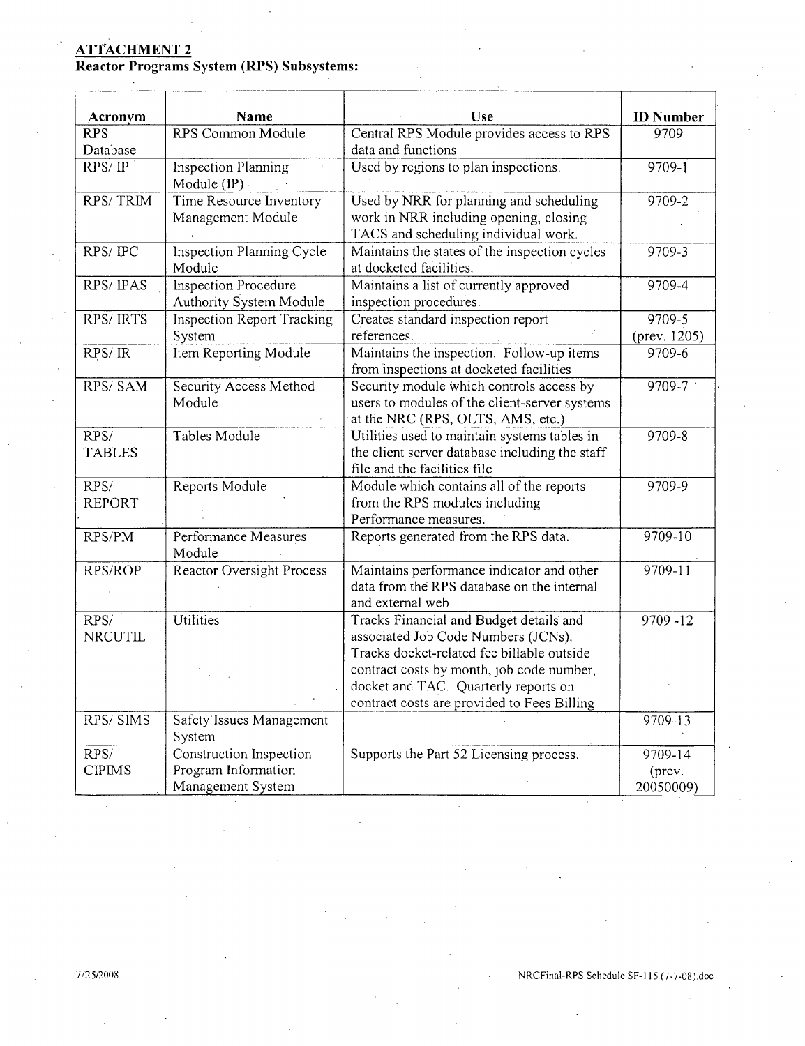**ATTACHMENT 2**

**Reactor Programs System (RPS) Subsystems:**

| Acronym | Name | Use | ID Number |
|---|---|---|---|
| RPS Database | RPS Common Module | Central RPS Module provides access to RPS data and functions | 9709 |
| RPS/ IP | Inspection Planning Module (IP) | Used by regions to plan inspections. | 9709-1 |
| RPS/ TRIM | Time Resource Inventory Management Module | Used by NRR for planning and scheduling work in NRR including opening, closing TACS and scheduling individual work. | 9709-2 |
| RPS/ IPC | Inspection Planning Cycle Module | Maintains the states of the inspection cycles at docketed facilities. | 9709-3 |
| RPS/ IPAS | Inspection Procedure Authority System Module | Maintains a list of currently approved inspection procedures. | 9709-4 |
| RPS/ IRTS | Inspection Report Tracking System | Creates standard inspection report references. | 9709-5 (prev. 1205) |
| RPS/ IR | Item Reporting Module | Maintains the inspection. Follow-up items from inspections at docketed facilities | 9709-6 |
| RPS/ SAM | Security Access Method Module | Security module which controls access by users to modules of the client-server systems at the NRC (RPS, OLTS, AMS, etc.) | 9709-7 |
| RPS/ TABLES | Tables Module | Utilities used to maintain systems tables in the client server database including the staff file and the facilities file | 9709-8 |
| RPS/ REPORT | Reports Module | Module which contains all of the reports from the RPS modules including Performance measures. | 9709-9 |
| RPS/PM | Performance Measures Module | Reports generated from the RPS data. | 9709-10 |
| RPS/ROP | Reactor Oversight Process | Maintains performance indicator and other data from the RPS database on the internal and external web | 9709-11 |
| RPS/ NRCUTIL | Utilities | Tracks Financial and Budget details and associated Job Code Numbers (JCNs). Tracks docket-related fee billable outside contract costs by month, job code number, docket and TAC. Quarterly reports on contract costs are provided to Fees Billing | 9709 -12 |
| RPS/ SIMS | Safety Issues Management System | | 9709-13 |
| RPS/ CIPIMS | Construction Inspection Program Information Management System | Supports the Part 52 Licensing process. | 9709-14 (prev. 20050009) |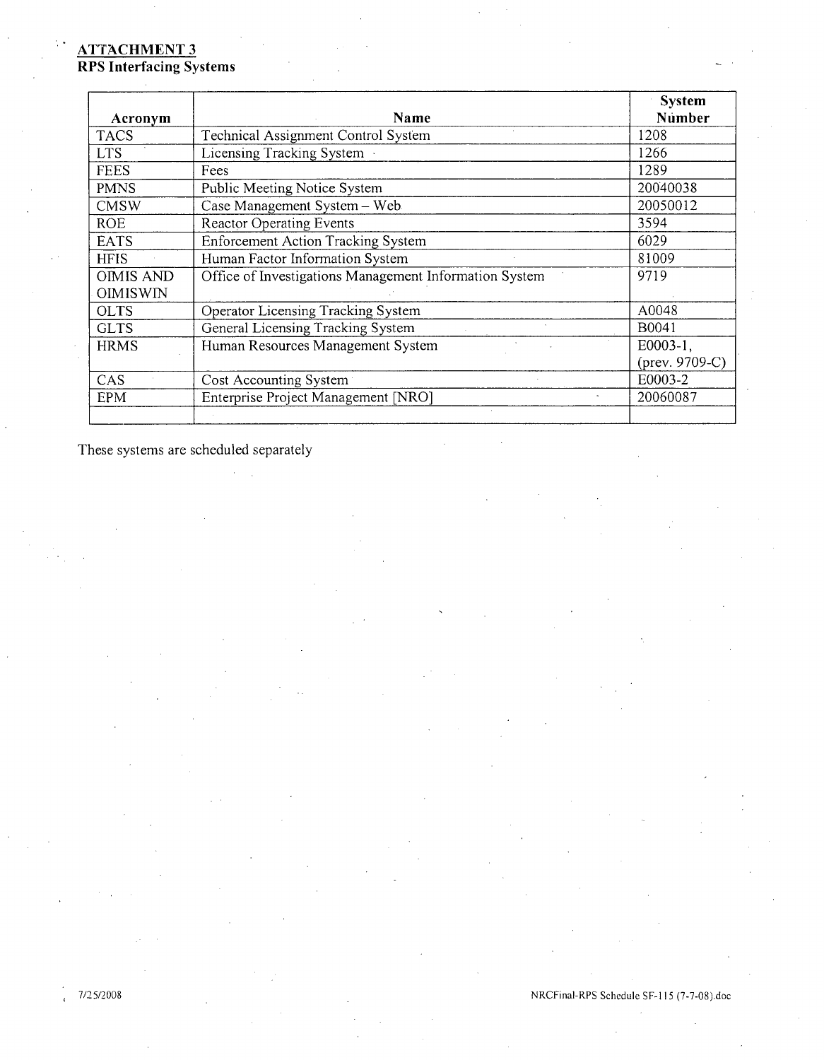**ATTACHMENT 3**

**RPS Interfacing Systems**

| Acronym | Name | System Number |
|---|---|---|
| TACS | Technical Assignment Control System | 1208 |
| LTS | Licensing Tracking System | 1266 |
| FEES | Fees | 1289 |
| PMNS | Public Meeting Notice System | 20040038 |
| CMSW | Case Management System – Web | 20050012 |
| ROE | Reactor Operating Events | 3594 |
| EATS | Enforcement Action Tracking System | 6029 |
| HFIS | Human Factor Information System | 81009 |
| OIMIS AND OIMISWIN | Office of Investigations Management Information System | 9719 |
| OLTS | Operator Licensing Tracking System | A0048 |
| GLTS | General Licensing Tracking System | B0041 |
| HRMS | Human Resources Management System | E0003-1, (prev. 9709-C) |
| CAS | Cost Accounting System | E0003-2 |
| EPM | Enterprise Project Management [NRO] | 20060087 |
| | | |

These systems are scheduled separately

7/25/2008 NRCFinal-RPS Schedule SF-115 (7-7-08).doc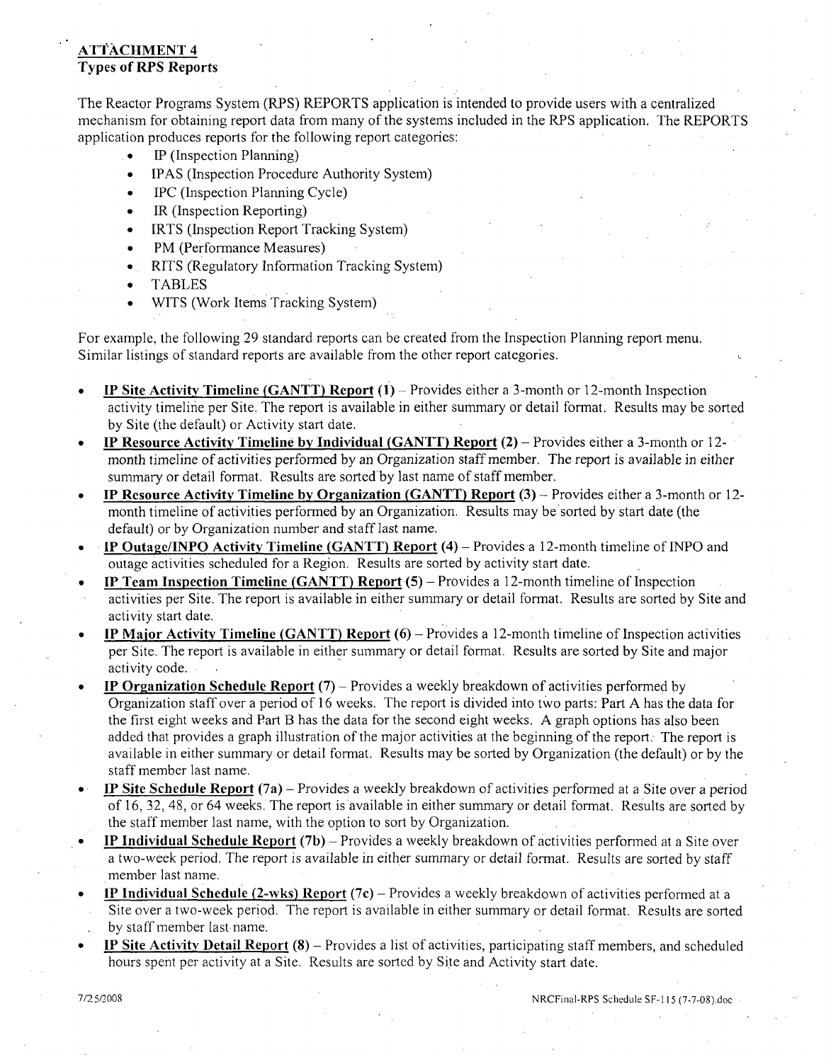## ATTACHMENT 4
### Types of RPS Reports

The Reactor Programs System (RPS) REPORTS application is intended to provide users with a centralized mechanism for obtaining report data from many of the systems included in the RPS application. The REPORTS application produces reports for the following report categories:

- IP (Inspection Planning)
- IPAS (Inspection Procedure Authority System)
- IPC (Inspection Planning Cycle)
- IR (Inspection Reporting)
- IRTS (Inspection Report Tracking System)
- PM (Performance Measures)
- RITS (Regulatory Information Tracking System)
- TABLES
- WITS (Work Items Tracking System)

For example, the following 29 standard reports can be created from the Inspection Planning report menu. Similar listings of standard reports are available from the other report categories.

- **IP Site Activity Timeline (GANTT) Report (1)** – Provides either a 3-month or 12-month Inspection activity timeline per Site. The report is available in either summary or detail format. Results may be sorted by Site (the default) or Activity start date.
- **IP Resource Activity Timeline by Individual (GANTT) Report (2)** – Provides either a 3-month or 12-month timeline of activities performed by an Organization staff member. The report is available in either summary or detail format. Results are sorted by last name of staff member.
- **IP Resource Activity Timeline by Organization (GANTT) Report (3)** – Provides either a 3-month or 12-month timeline of activities performed by an Organization. Results may be sorted by start date (the default) or by Organization number and staff last name.
- **IP Outage/INPO Activity Timeline (GANTT) Report (4)** – Provides a 12-month timeline of INPO and outage activities scheduled for a Region. Results are sorted by activity start date.
- **IP Team Inspection Timeline (GANTT) Report (5)** – Provides a 12-month timeline of Inspection activities per Site. The report is available in either summary or detail format. Results are sorted by Site and activity start date.
- **IP Major Activity Timeline (GANTT) Report (6)** – Provides a 12-month timeline of Inspection activities per Site. The report is available in either summary or detail format. Results are sorted by Site and major activity code.
- **IP Organization Schedule Report (7)** – Provides a weekly breakdown of activities performed by Organization staff over a period of 16 weeks. The report is divided into two parts: Part A has the data for the first eight weeks and Part B has the data for the second eight weeks. A graph options has also been added that provides a graph illustration of the major activities at the beginning of the report. The report is available in either summary or detail format. Results may be sorted by Organization (the default) or by the staff member last name.
- **IP Site Schedule Report (7a)** – Provides a weekly breakdown of activities performed at a Site over a period of 16, 32, 48, or 64 weeks. The report is available in either summary or detail format. Results are sorted by the staff member last name, with the option to sort by Organization.
- **IP Individual Schedule Report (7b)** – Provides a weekly breakdown of activities performed at a Site over a two-week period. The report is available in either summary or detail format. Results are sorted by staff member last name.
- **IP Individual Schedule (2-wks) Report (7c)** – Provides a weekly breakdown of activities performed at a Site over a two-week period. The report is available in either summary or detail format. Results are sorted by staff member last name.
- **IP Site Activity Detail Report (8)** – Provides a list of activities, participating staff members, and scheduled hours spent per activity at a Site. Results are sorted by Site and Activity start date.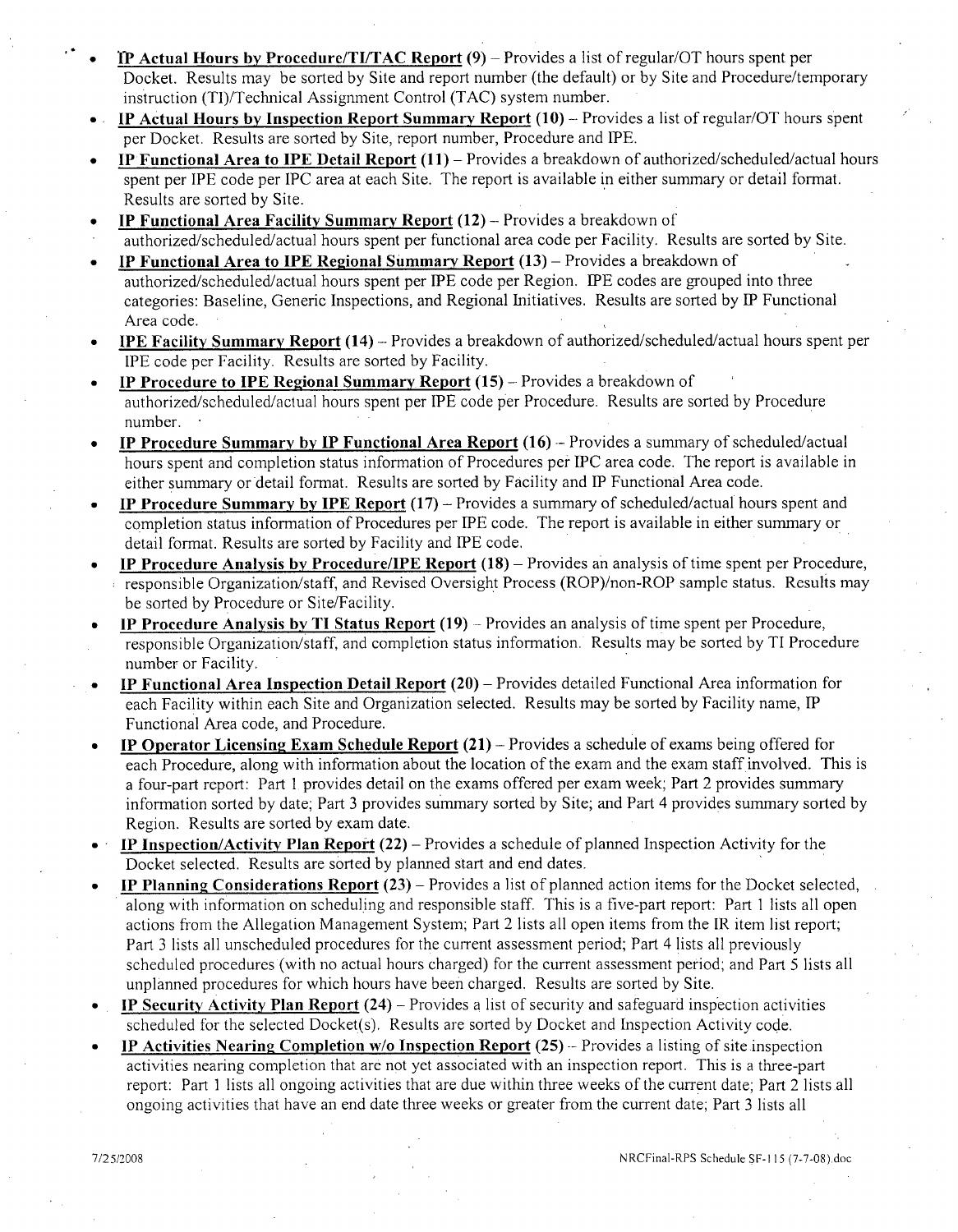- **IP Actual Hours by Procedure/TI/TAC Report (9)** – Provides a list of regular/OT hours spent per Docket. Results may be sorted by Site and report number (the default) or by Site and Procedure/temporary instruction (TI)/Technical Assignment Control (TAC) system number.
- **IP Actual Hours by Inspection Report Summary Report (10)** – Provides a list of regular/OT hours spent per Docket. Results are sorted by Site, report number, Procedure and IPE.
- **IP Functional Area to IPE Detail Report (11)** – Provides a breakdown of authorized/scheduled/actual hours spent per IPE code per IPC area at each Site. The report is available in either summary or detail format. Results are sorted by Site.
- **IP Functional Area Facility Summary Report (12)** – Provides a breakdown of authorized/scheduled/actual hours spent per functional area code per Facility. Results are sorted by Site.
- **IP Functional Area to IPE Regional Summary Report (13)** – Provides a breakdown of authorized/scheduled/actual hours spent per IPE code per Region. IPE codes are grouped into three categories: Baseline, Generic Inspections, and Regional Initiatives. Results are sorted by IP Functional Area code.
- **IPE Facility Summary Report (14)** – Provides a breakdown of authorized/scheduled/actual hours spent per IPE code per Facility. Results are sorted by Facility.
- **IP Procedure to IPE Regional Summary Report (15)** – Provides a breakdown of authorized/scheduled/actual hours spent per IPE code per Procedure. Results are sorted by Procedure number.
- **IP Procedure Summary by IP Functional Area Report (16)** – Provides a summary of scheduled/actual hours spent and completion status information of Procedures per IPC area code. The report is available in either summary or detail format. Results are sorted by Facility and IP Functional Area code.
- **IP Procedure Summary by IPE Report (17)** – Provides a summary of scheduled/actual hours spent and completion status information of Procedures per IPE code. The report is available in either summary or detail format. Results are sorted by Facility and IPE code.
- **IP Procedure Analysis by Procedure/IPE Report (18)** – Provides an analysis of time spent per Procedure, responsible Organization/staff, and Revised Oversight Process (ROP)/non-ROP sample status. Results may be sorted by Procedure or Site/Facility.
- **IP Procedure Analysis by TI Status Report (19)** – Provides an analysis of time spent per Procedure, responsible Organization/staff, and completion status information. Results may be sorted by TI Procedure number or Facility.
- **IP Functional Area Inspection Detail Report (20)** – Provides detailed Functional Area information for each Facility within each Site and Organization selected. Results may be sorted by Facility name, IP Functional Area code, and Procedure.
- **IP Operator Licensing Exam Schedule Report (21)** – Provides a schedule of exams being offered for each Procedure, along with information about the location of the exam and the exam staff involved. This is a four-part report: Part 1 provides detail on the exams offered per exam week; Part 2 provides summary information sorted by date; Part 3 provides summary sorted by Site; and Part 4 provides summary sorted by Region. Results are sorted by exam date.
- **IP Inspection/Activity Plan Report (22)** – Provides a schedule of planned Inspection Activity for the Docket selected. Results are sorted by planned start and end dates.
- **IP Planning Considerations Report (23)** – Provides a list of planned action items for the Docket selected, along with information on scheduling and responsible staff. This is a five-part report: Part 1 lists all open actions from the Allegation Management System; Part 2 lists all open items from the IR item list report; Part 3 lists all unscheduled procedures for the current assessment period; Part 4 lists all previously scheduled procedures (with no actual hours charged) for the current assessment period; and Part 5 lists all unplanned procedures for which hours have been charged. Results are sorted by Site.
- **IP Security Activity Plan Report (24)** – Provides a list of security and safeguard inspection activities scheduled for the selected Docket(s). Results are sorted by Docket and Inspection Activity code.
- **IP Activities Nearing Completion w/o Inspection Report (25)** – Provides a listing of site inspection activities nearing completion that are not yet associated with an inspection report. This is a three-part report: Part 1 lists all ongoing activities that are due within three weeks of the current date; Part 2 lists all ongoing activities that have an end date three weeks or greater from the current date; Part 3 lists all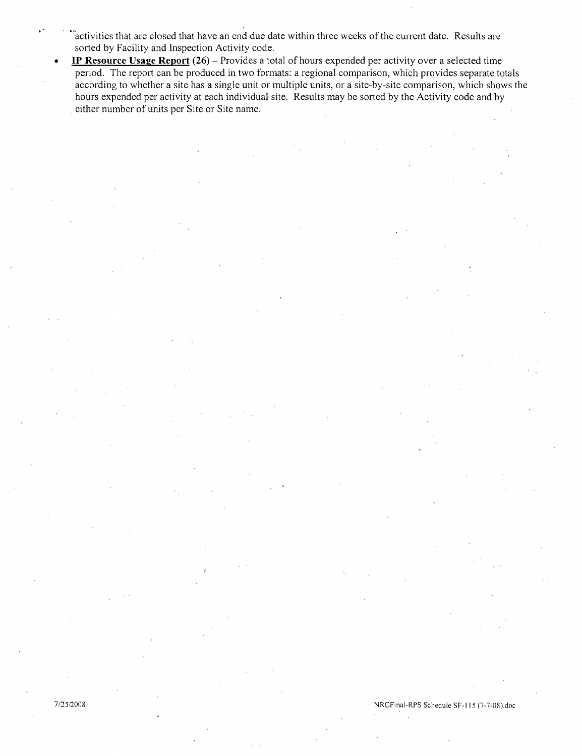activities that are closed that have an end due date within three weeks of the current date. Results are sorted by Facility and Inspection Activity code.

- **IP Resource Usage Report (26)** – Provides a total of hours expended per activity over a selected time period. The report can be produced in two formats: a regional comparison, which provides separate totals according to whether a site has a single unit or multiple units, or a site-by-site comparison, which shows the hours expended per activity at each individual site. Results may be sorted by the Activity code and by either number of units per Site or Site name.